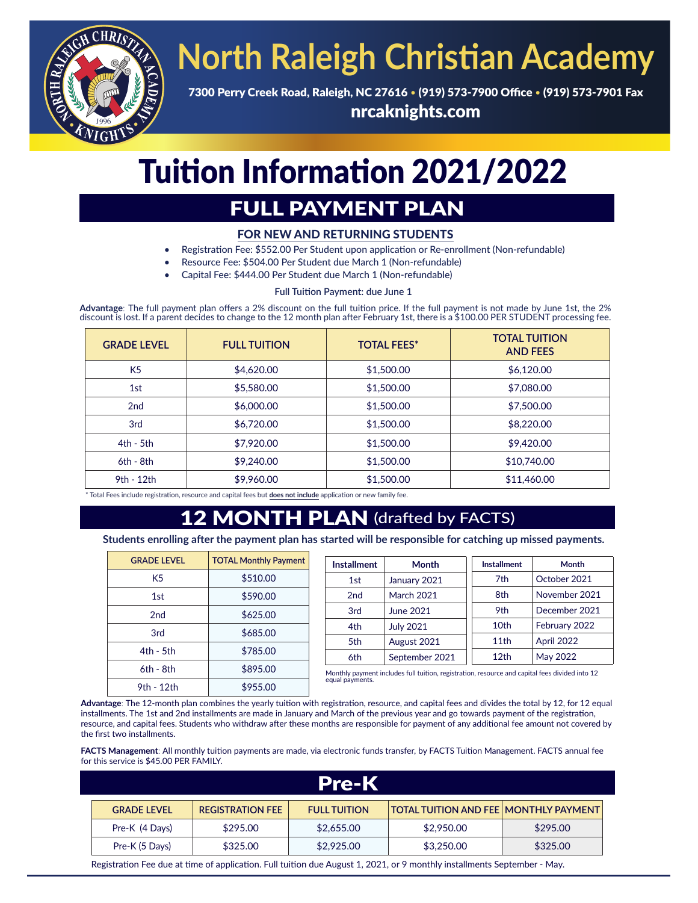# North Raleigh Christian Academy

7300 Perry Creek Road, Raleigh, NC 27616 • (919) 573-7900 Office • (919) 573-7901 Fax

nrcaknights.com

# Tuition Information 2021/2022

## FULL PAYMENT PLAN

### FOR NEW AND RETURNING STUDENTS

- Registration Fee: $552.00 Per Student upon application or Re-enrollment (Non-refundable)
- Resource Fee: $504.00 Per Student due March 1 (Non-refundable)
- Capital Fee: $444.00 Per Student due March 1 (Non-refundable)

Full Tuition Payment: due June 1

**Advantage**: The full payment plan offers a 2% discount on the full tuition price. If the full payment is not made by June 1st, the 2% discount is lost. If a parent decides to change to the 12 month plan after February 1st, there is a $100.00 PER STUDENT processing fee.

| GRADE LEVEL | FULL TUITION | TOTAL FEES* | TOTAL TUITION AND FEES |
|---|---|---|---|
| K5 | $4,620.00 | $1,500.00 | $6,120.00 |
| 1st | $5,580.00 | $1,500.00 | $7,080.00 |
| 2nd | $6,000.00 | $1,500.00 | $7,500.00 |
| 3rd | $6,720.00 | $1,500.00 | $8,220.00 |
| 4th - 5th | $7,920.00 | $1,500.00 | $9,420.00 |
| 6th - 8th | $9,240.00 | $1,500.00 | $10,740.00 |
| 9th - 12th | $9,960.00 | $1,500.00 | $11,460.00 |

\* Total Fees include registration, resource and capital fees but **does not include** application or new family fee.

## 12 MONTH PLAN (drafted by FACTS)

**Students enrolling after the payment plan has started will be responsible for catching up missed payments.**

| GRADE LEVEL | TOTAL Monthly Payment |
|---|---|
| K5 | $510.00 |
| 1st | $590.00 |
| 2nd | $625.00 |
| 3rd | $685.00 |
| 4th - 5th | $785.00 |
| 6th - 8th | $895.00 |
| 9th - 12th | $955.00 |

| Installment | Month | Installment | Month |
|---|---|---|---|
| 1st | January 2021 | 7th | October 2021 |
| 2nd | March 2021 | 8th | November 2021 |
| 3rd | June 2021 | 9th | December 2021 |
| 4th | July 2021 | 10th | February 2022 |
| 5th | August 2021 | 11th | April 2022 |
| 6th | September 2021 | 12th | May 2022 |

Monthly payment includes full tuition, registration, resource and capital fees divided into 12 equal payments.

**Advantage**: The 12-month plan combines the yearly tuition with registration, resource, and capital fees and divides the total by 12, for 12 equal installments. The 1st and 2nd installments are made in January and March of the previous year and go towards payment of the registration, resource, and capital fees. Students who withdraw after these months are responsible for payment of any additional fee amount not covered by the first two installments.

**FACTS Management**: All monthly tuition payments are made, via electronic funds transfer, by FACTS Tuition Management. FACTS annual fee for this service is $45.00 PER FAMILY.

## Pre-K

| GRADE LEVEL | REGISTRATION FEE | FULL TUITION | TOTAL TUITION AND FEE | MONTHLY PAYMENT |
|---|---|---|---|---|
| Pre-K (4 Days) | $295.00 | $2,655.00 | $2,950.00 | $295.00 |
| Pre-K (5 Days) | $325.00 | $2,925.00 | $3,250.00 | $325.00 |

Registration Fee due at time of application. Full tuition due August 1, 2021, or 9 monthly installments September - May.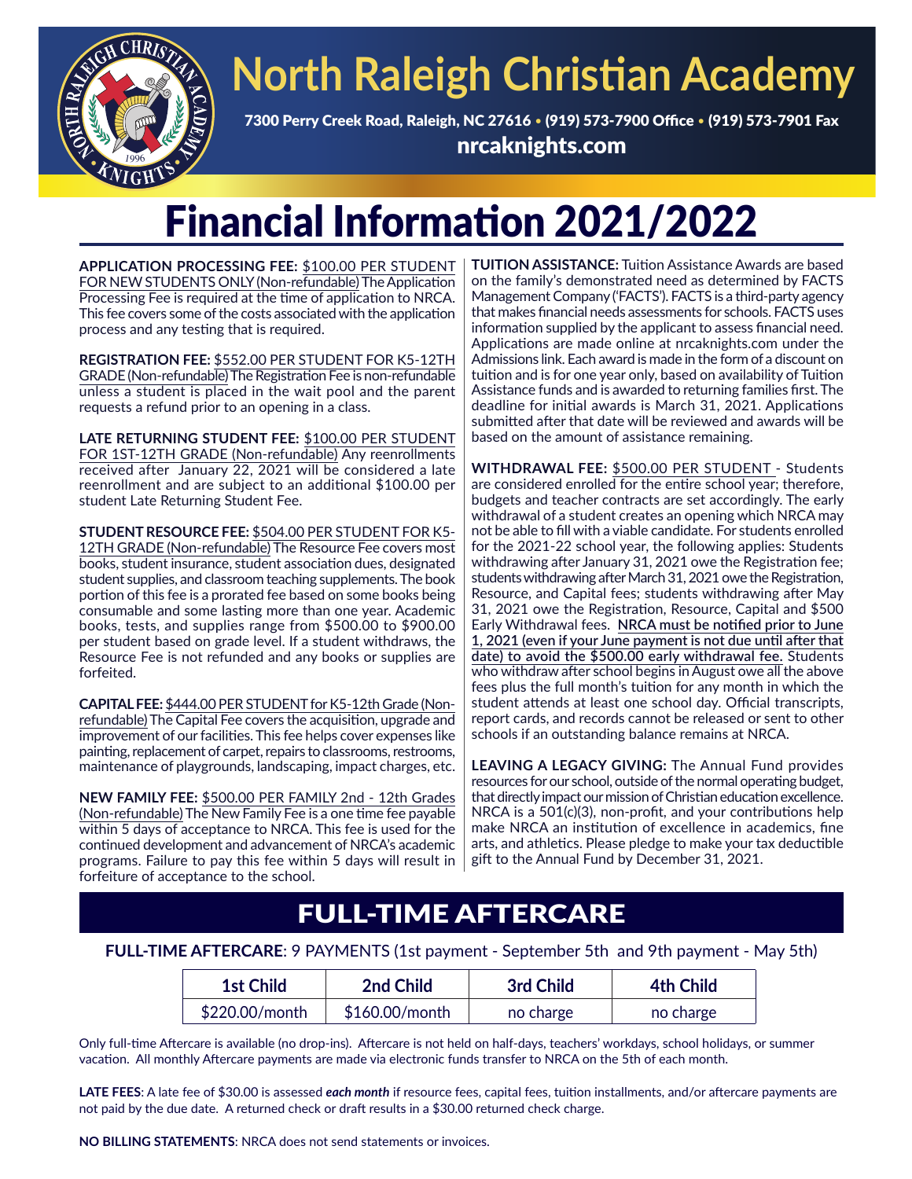# North Raleigh Christian Academy

7300 Perry Creek Road, Raleigh, NC 27616 • (919) 573-7900 Office • (919) 573-7901 Fax

nrcaknights.com

# Financial Information 2021/2022

**APPLICATION PROCESSING FEE:** $100.00 PER STUDENT FOR NEW STUDENTS ONLY (Non-refundable) The Application Processing Fee is required at the time of application to NRCA. This fee covers some of the costs associated with the application process and any testing that is required.

**REGISTRATION FEE:** $552.00 PER STUDENT FOR K5-12TH GRADE (Non-refundable) The Registration Fee is non-refundable unless a student is placed in the wait pool and the parent requests a refund prior to an opening in a class.

**LATE RETURNING STUDENT FEE:** $100.00 PER STUDENT FOR 1ST-12TH GRADE (Non-refundable) Any reenrollments received after January 22, 2021 will be considered a late reenrollment and are subject to an additional $100.00 per student Late Returning Student Fee.

**STUDENT RESOURCE FEE:** $504.00 PER STUDENT FOR K5-12TH GRADE (Non-refundable) The Resource Fee covers most books, student insurance, student association dues, designated student supplies, and classroom teaching supplements. The book portion of this fee is a prorated fee based on some books being consumable and some lasting more than one year. Academic books, tests, and supplies range from $500.00 to $900.00 per student based on grade level. If a student withdraws, the Resource Fee is not refunded and any books or supplies are forfeited.

**CAPITAL FEE:** $444.00 PER STUDENT for K5-12th Grade (Non-refundable) The Capital Fee covers the acquisition, upgrade and improvement of our facilities. This fee helps cover expenses like painting, replacement of carpet, repairs to classrooms, restrooms, maintenance of playgrounds, landscaping, impact charges, etc.

**NEW FAMILY FEE:** $500.00 PER FAMILY 2nd - 12th Grades (Non-refundable) The New Family Fee is a one time fee payable within 5 days of acceptance to NRCA. This fee is used for the continued development and advancement of NRCA's academic programs. Failure to pay this fee within 5 days will result in forfeiture of acceptance to the school.

**TUITION ASSISTANCE:** Tuition Assistance Awards are based on the family's demonstrated need as determined by FACTS Management Company ('FACTS'). FACTS is a third-party agency that makes financial needs assessments for schools. FACTS uses information supplied by the applicant to assess financial need. Applications are made online at nrcaknights.com under the Admissions link. Each award is made in the form of a discount on tuition and is for one year only, based on availability of Tuition Assistance funds and is awarded to returning families first. The deadline for initial awards is March 31, 2021. Applications submitted after that date will be reviewed and awards will be based on the amount of assistance remaining.

**WITHDRAWAL FEE:** $500.00 PER STUDENT - Students are considered enrolled for the entire school year; therefore, budgets and teacher contracts are set accordingly. The early withdrawal of a student creates an opening which NRCA may not be able to fill with a viable candidate. For students enrolled for the 2021-22 school year, the following applies: Students withdrawing after January 31, 2021 owe the Registration fee; students withdrawing after March 31, 2021 owe the Registration, Resource, and Capital fees; students withdrawing after May 31, 2021 owe the Registration, Resource, Capital and $500 Early Withdrawal fees. **NRCA must be notified prior to June 1, 2021 (even if your June payment is not due until after that date) to avoid the $500.00 early withdrawal fee.** Students who withdraw after school begins in August owe all the above fees plus the full month's tuition for any month in which the student attends at least one school day. Official transcripts, report cards, and records cannot be released or sent to other schools if an outstanding balance remains at NRCA.

**LEAVING A LEGACY GIVING:** The Annual Fund provides resources for our school, outside of the normal operating budget, that directly impact our mission of Christian education excellence. NRCA is a 501(c)(3), non-profit, and your contributions help make NRCA an institution of excellence in academics, fine arts, and athletics. Please pledge to make your tax deductible gift to the Annual Fund by December 31, 2021.

## FULL-TIME AFTERCARE

**FULL-TIME AFTERCARE**: 9 PAYMENTS (1st payment - September 5th and 9th payment - May 5th)

| 1st Child | 2nd Child | 3rd Child | 4th Child |
|---|---|---|---|
| $220.00/month | $160.00/month | no charge | no charge |

Only full-time Aftercare is available (no drop-ins). Aftercare is not held on half-days, teachers' workdays, school holidays, or summer vacation. All monthly Aftercare payments are made via electronic funds transfer to NRCA on the 5th of each month.

**LATE FEES**: A late fee of $30.00 is assessed ***each month*** if resource fees, capital fees, tuition installments, and/or aftercare payments are not paid by the due date. A returned check or draft results in a $30.00 returned check charge.

**NO BILLING STATEMENTS**: NRCA does not send statements or invoices.